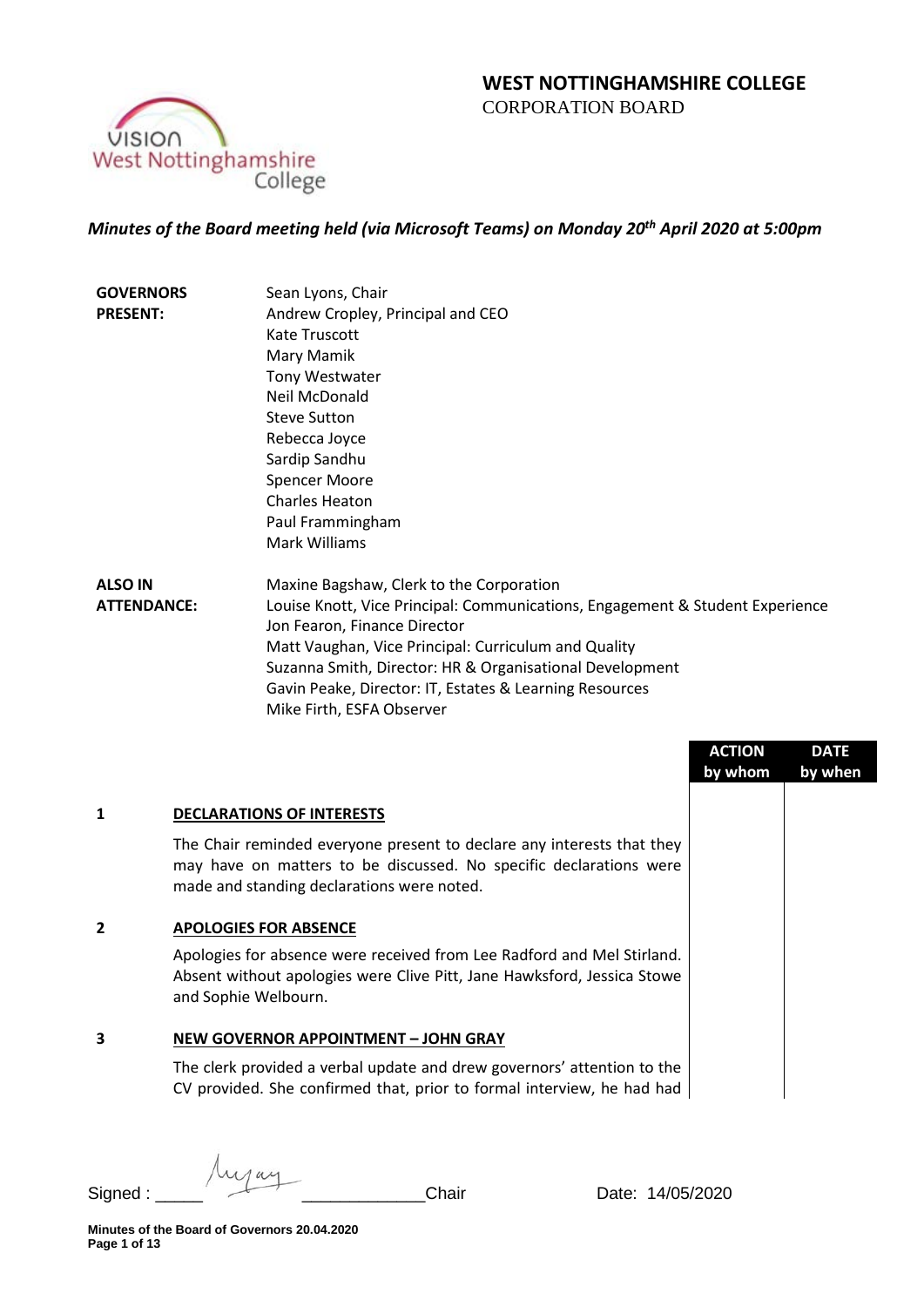# WEST NOTTINGHAMSHIRE COLLEGE

CORPORATION BOARD

***Minutes of the Board meeting held (via Microsoft Teams) on Monday 20th April 2020 at 5:00pm***

| | |
|---|---|
| **GOVERNORS PRESENT:** | Sean Lyons, Chair<br>Andrew Cropley, Principal and CEO<br>Kate Truscott<br>Mary Mamik<br>Tony Westwater<br>Neil McDonald<br>Steve Sutton<br>Rebecca Joyce<br>Sardip Sandhu<br>Spencer Moore<br>Charles Heaton<br>Paul Framingham<br>Mark Williams |
| **ALSO IN ATTENDANCE:** | Maxine Bagshaw, Clerk to the Corporation<br>Louise Knott, Vice Principal: Communications, Engagement & Student Experience<br>Jon Fearon, Finance Director<br>Matt Vaughan, Vice Principal: Curriculum and Quality<br>Suzanna Smith, Director: HR & Organisational Development<br>Gavin Peake, Director: IT, Estates & Learning Resources<br>Mike Firth, ESFA Observer |

| | | ACTION by whom | DATE by when |
|---|---|---|---|
| **1** | **DECLARATIONS OF INTERESTS** | | |
| | The Chair reminded everyone present to declare any interests that they may have on matters to be discussed. No specific declarations were made and standing declarations were noted. | | |
| **2** | **APOLOGIES FOR ABSENCE** | | |
| | Apologies for absence were received from Lee Radford and Mel Stirland. Absent without apologies were Clive Pitt, Jane Hawksford, Jessica Stowe and Sophie Welbourn. | | |
| **3** | **NEW GOVERNOR APPOINTMENT – JOHN GRAY** | | |
| | The clerk provided a verbal update and drew governors' attention to the CV provided. She confirmed that, prior to formal interview, he had had | | |

Signed : ____________________ Chair    Date: 14/05/2020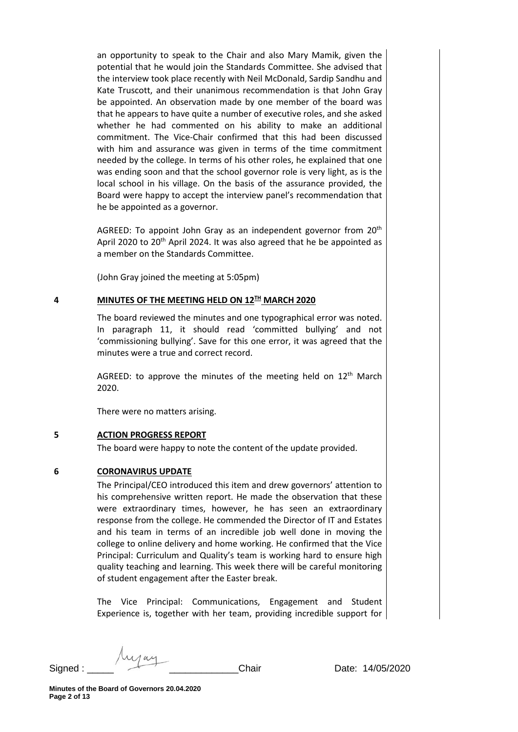an opportunity to speak to the Chair and also Mary Mamik, given the potential that he would join the Standards Committee. She advised that the interview took place recently with Neil McDonald, Sardip Sandhu and Kate Truscott, and their unanimous recommendation is that John Gray be appointed. An observation made by one member of the board was that he appears to have quite a number of executive roles, and she asked whether he had commented on his ability to make an additional commitment. The Vice-Chair confirmed that this had been discussed with him and assurance was given in terms of the time commitment needed by the college. In terms of his other roles, he explained that one was ending soon and that the school governor role is very light, as is the local school in his village. On the basis of the assurance provided, the Board were happy to accept the interview panel's recommendation that he be appointed as a governor.

AGREED: To appoint John Gray as an independent governor from 20th April 2020 to 20th April 2024. It was also agreed that he be appointed as a member on the Standards Committee.

(John Gray joined the meeting at 5:05pm)

## 4 MINUTES OF THE MEETING HELD ON 12TH MARCH 2020

The board reviewed the minutes and one typographical error was noted. In paragraph 11, it should read 'committed bullying' and not 'commissioning bullying'. Save for this one error, it was agreed that the minutes were a true and correct record.

AGREED: to approve the minutes of the meeting held on 12th March 2020.

There were no matters arising.

## 5 ACTION PROGRESS REPORT

The board were happy to note the content of the update provided.

## 6 CORONAVIRUS UPDATE

The Principal/CEO introduced this item and drew governors' attention to his comprehensive written report. He made the observation that these were extraordinary times, however, he has seen an extraordinary response from the college. He commended the Director of IT and Estates and his team in terms of an incredible job well done in moving the college to online delivery and home working. He confirmed that the Vice Principal: Curriculum and Quality's team is working hard to ensure high quality teaching and learning. This week there will be careful monitoring of student engagement after the Easter break.

The Vice Principal: Communications, Engagement and Student Experience is, together with her team, providing incredible support for

Signed : \_\_\_\_\_ \_\_\_\_\_\_\_\_\_\_\_\_Chair Date: 14/05/2020

**Minutes of the Board of Governors 20.04.2020**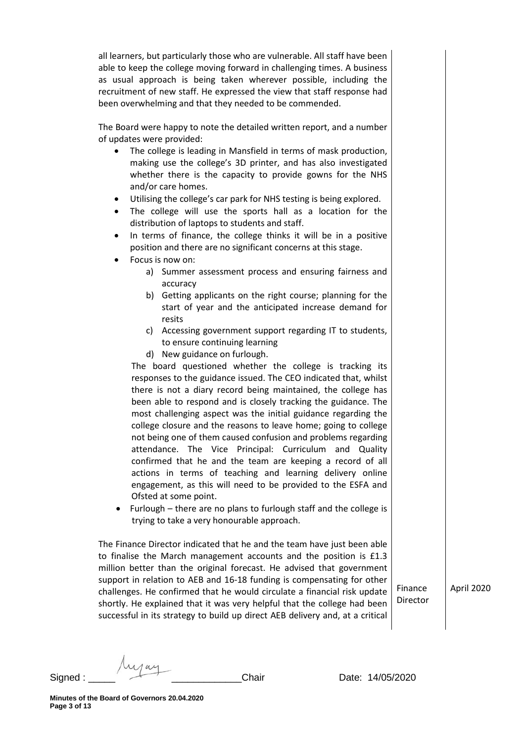all learners, but particularly those who are vulnerable. All staff have been able to keep the college moving forward in challenging times. A business as usual approach is being taken wherever possible, including the recruitment of new staff. He expressed the view that staff response had been overwhelming and that they needed to be commended.

The Board were happy to note the detailed written report, and a number of updates were provided:

- The college is leading in Mansfield in terms of mask production, making use the college's 3D printer, and has also investigated whether there is the capacity to provide gowns for the NHS and/or care homes.
- Utilising the college's car park for NHS testing is being explored.
- The college will use the sports hall as a location for the distribution of laptops to students and staff.
- In terms of finance, the college thinks it will be in a positive position and there are no significant concerns at this stage.
- Focus is now on:
    a) Summer assessment process and ensuring fairness and accuracy
    b) Getting applicants on the right course; planning for the start of year and the anticipated increase demand for resits
    c) Accessing government support regarding IT to students, to ensure continuing learning
    d) New guidance on furlough.

  The board questioned whether the college is tracking its responses to the guidance issued. The CEO indicated that, whilst there is not a diary record being maintained, the college has been able to respond and is closely tracking the guidance. The most challenging aspect was the initial guidance regarding the college closure and the reasons to leave home; going to college not being one of them caused confusion and problems regarding attendance. The Vice Principal: Curriculum and Quality confirmed that he and the team are keeping a record of all actions in terms of teaching and learning delivery online engagement, as this will need to be provided to the ESFA and Ofsted at some point.
- Furlough – there are no plans to furlough staff and the college is trying to take a very honourable approach.

The Finance Director indicated that he and the team have just been able to finalise the March management accounts and the position is £1.3 million better than the original forecast. He advised that government support in relation to AEB and 16-18 funding is compensating for other challenges. He confirmed that he would circulate a financial risk update shortly. He explained that it was very helpful that the college had been successful in its strategy to build up direct AEB delivery and, at a critical

| Action | Date |
|---|---|
| Finance Director | April 2020 |

Signed : \_\_\_\_\_\_\_\_\_\_\_\_\_\_\_\_\_\_ Chair Date: 14/05/2020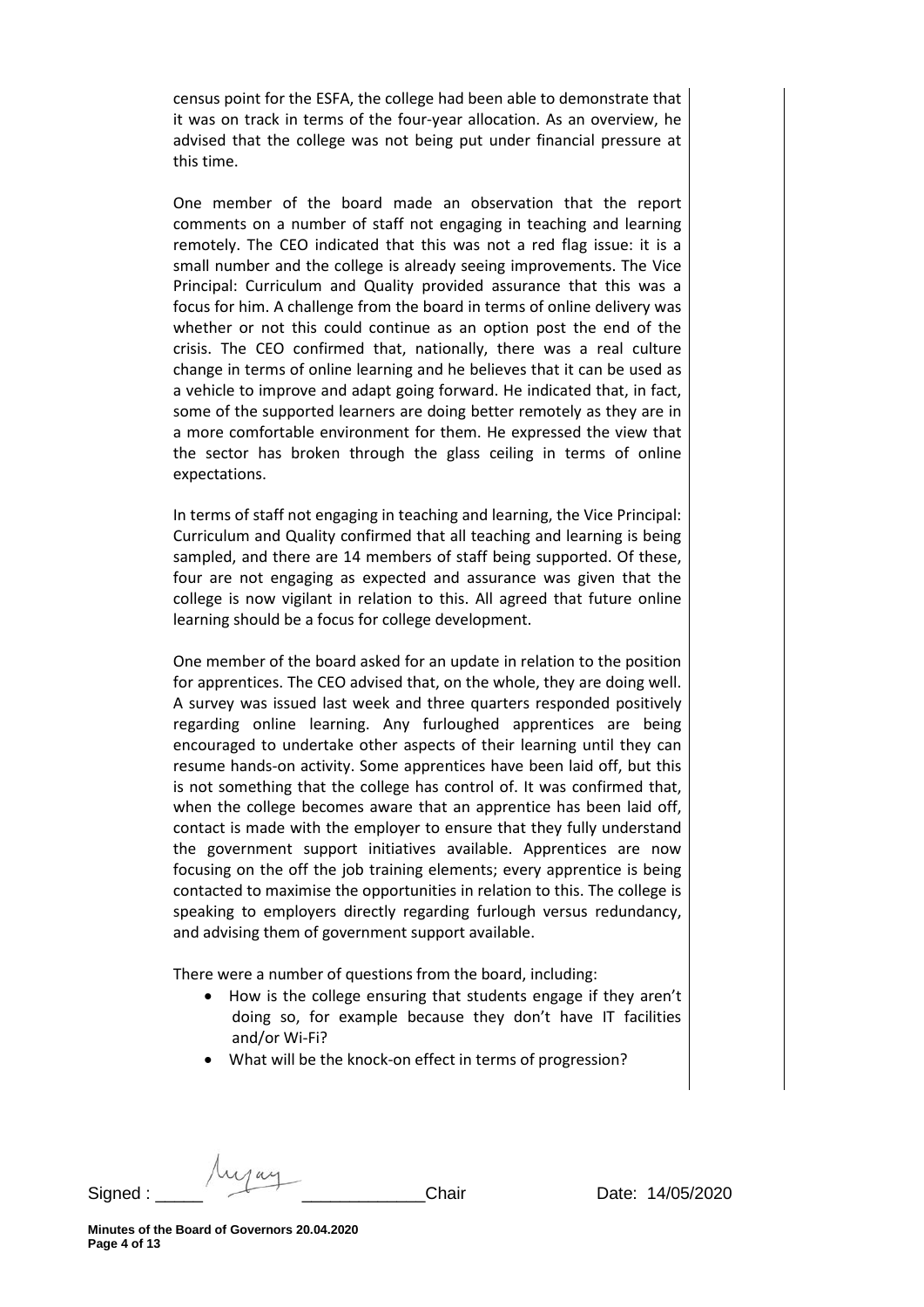census point for the ESFA, the college had been able to demonstrate that it was on track in terms of the four-year allocation. As an overview, he advised that the college was not being put under financial pressure at this time.

One member of the board made an observation that the report comments on a number of staff not engaging in teaching and learning remotely. The CEO indicated that this was not a red flag issue: it is a small number and the college is already seeing improvements. The Vice Principal: Curriculum and Quality provided assurance that this was a focus for him. A challenge from the board in terms of online delivery was whether or not this could continue as an option post the end of the crisis. The CEO confirmed that, nationally, there was a real culture change in terms of online learning and he believes that it can be used as a vehicle to improve and adapt going forward. He indicated that, in fact, some of the supported learners are doing better remotely as they are in a more comfortable environment for them. He expressed the view that the sector has broken through the glass ceiling in terms of online expectations.

In terms of staff not engaging in teaching and learning, the Vice Principal: Curriculum and Quality confirmed that all teaching and learning is being sampled, and there are 14 members of staff being supported. Of these, four are not engaging as expected and assurance was given that the college is now vigilant in relation to this. All agreed that future online learning should be a focus for college development.

One member of the board asked for an update in relation to the position for apprentices. The CEO advised that, on the whole, they are doing well. A survey was issued last week and three quarters responded positively regarding online learning. Any furloughed apprentices are being encouraged to undertake other aspects of their learning until they can resume hands-on activity. Some apprentices have been laid off, but this is not something that the college has control of. It was confirmed that, when the college becomes aware that an apprentice has been laid off, contact is made with the employer to ensure that they fully understand the government support initiatives available. Apprentices are now focusing on the off the job training elements; every apprentice is being contacted to maximise the opportunities in relation to this. The college is speaking to employers directly regarding furlough versus redundancy, and advising them of government support available.

There were a number of questions from the board, including:

- How is the college ensuring that students engage if they aren't doing so, for example because they don't have IT facilities and/or Wi-Fi?
- What will be the knock-on effect in terms of progression?

Signed : _____ [signature] _____________Chair Date: 14/05/2020

**Minutes of the Board of Governors 20.04.2020**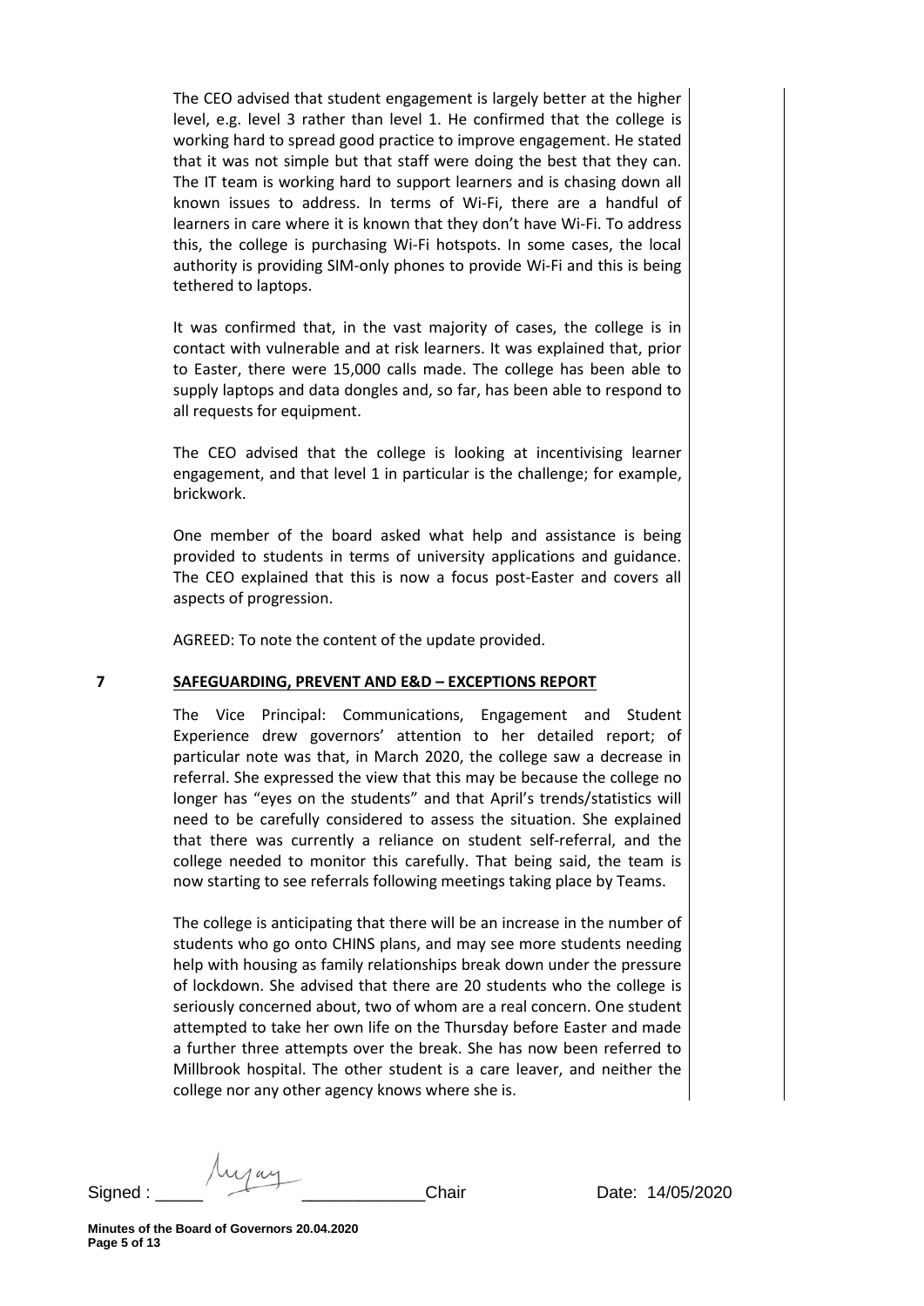The CEO advised that student engagement is largely better at the higher level, e.g. level 3 rather than level 1. He confirmed that the college is working hard to spread good practice to improve engagement. He stated that it was not simple but that staff were doing the best that they can. The IT team is working hard to support learners and is chasing down all known issues to address. In terms of Wi-Fi, there are a handful of learners in care where it is known that they don't have Wi-Fi. To address this, the college is purchasing Wi-Fi hotspots. In some cases, the local authority is providing SIM-only phones to provide Wi-Fi and this is being tethered to laptops.

It was confirmed that, in the vast majority of cases, the college is in contact with vulnerable and at risk learners. It was explained that, prior to Easter, there were 15,000 calls made. The college has been able to supply laptops and data dongles and, so far, has been able to respond to all requests for equipment.

The CEO advised that the college is looking at incentivising learner engagement, and that level 1 in particular is the challenge; for example, brickwork.

One member of the board asked what help and assistance is being provided to students in terms of university applications and guidance. The CEO explained that this is now a focus post-Easter and covers all aspects of progression.

AGREED: To note the content of the update provided.

## 7 SAFEGUARDING, PREVENT AND E&D – EXCEPTIONS REPORT

The Vice Principal: Communications, Engagement and Student Experience drew governors' attention to her detailed report; of particular note was that, in March 2020, the college saw a decrease in referral. She expressed the view that this may be because the college no longer has "eyes on the students" and that April's trends/statistics will need to be carefully considered to assess the situation. She explained that there was currently a reliance on student self-referral, and the college needed to monitor this carefully. That being said, the team is now starting to see referrals following meetings taking place by Teams.

The college is anticipating that there will be an increase in the number of students who go onto CHINS plans, and may see more students needing help with housing as family relationships break down under the pressure of lockdown. She advised that there are 20 students who the college is seriously concerned about, two of whom are a real concern. One student attempted to take her own life on the Thursday before Easter and made a further three attempts over the break. She has now been referred to Millbrook hospital. The other student is a care leaver, and neither the college nor any other agency knows where she is.

Signed : _____________________ Chair Date: 14/05/2020

**Minutes of the Board of Governors 20.04.2020**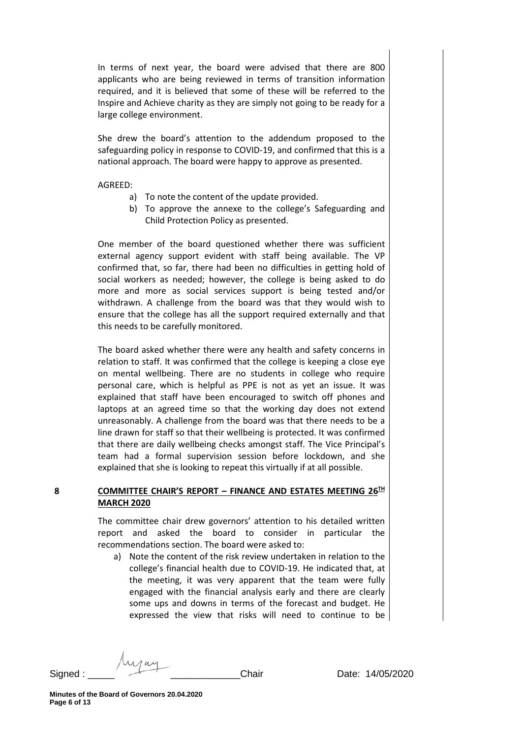In terms of next year, the board were advised that there are 800 applicants who are being reviewed in terms of transition information required, and it is believed that some of these will be referred to the Inspire and Achieve charity as they are simply not going to be ready for a large college environment.

She drew the board's attention to the addendum proposed to the safeguarding policy in response to COVID-19, and confirmed that this is a national approach. The board were happy to approve as presented.

AGREED:

a) To note the content of the update provided.
b) To approve the annexe to the college's Safeguarding and Child Protection Policy as presented.

One member of the board questioned whether there was sufficient external agency support evident with staff being available. The VP confirmed that, so far, there had been no difficulties in getting hold of social workers as needed; however, the college is being asked to do more and more as social services support is being tested and/or withdrawn. A challenge from the board was that they would wish to ensure that the college has all the support required externally and that this needs to be carefully monitored.

The board asked whether there were any health and safety concerns in relation to staff. It was confirmed that the college is keeping a close eye on mental wellbeing. There are no students in college who require personal care, which is helpful as PPE is not as yet an issue. It was explained that staff have been encouraged to switch off phones and laptops at an agreed time so that the working day does not extend unreasonably. A challenge from the board was that there needs to be a line drawn for staff so that their wellbeing is protected. It was confirmed that there are daily wellbeing checks amongst staff. The Vice Principal's team had a formal supervision session before lockdown, and she explained that she is looking to repeat this virtually if at all possible.

**8 COMMITTEE CHAIR'S REPORT – FINANCE AND ESTATES MEETING 26TH MARCH 2020**

The committee chair drew governors' attention to his detailed written report and asked the board to consider in particular the recommendations section. The board were asked to:

a) Note the content of the risk review undertaken in relation to the college's financial health due to COVID-19. He indicated that, at the meeting, it was very apparent that the team were fully engaged with the financial analysis early and there are clearly some ups and downs in terms of the forecast and budget. He expressed the view that risks will need to continue to be

Signed : ____________________ Chair Date: 14/05/2020

Minutes of the Board of Governors 20.04.2020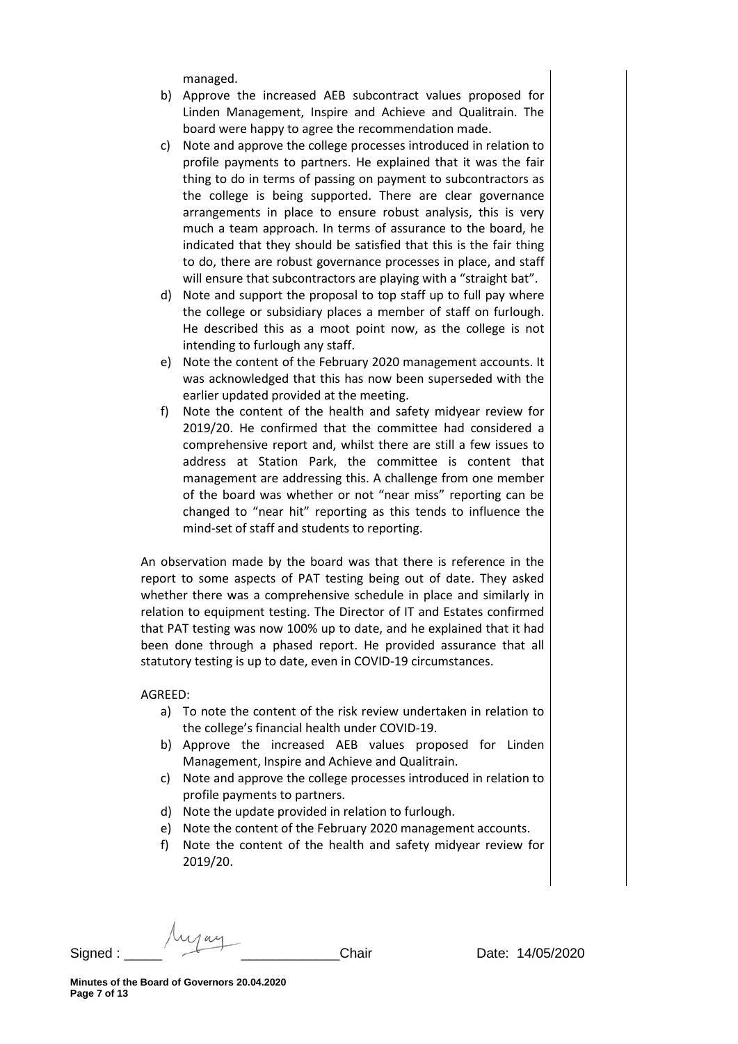managed.

b) Approve the increased AEB subcontract values proposed for Linden Management, Inspire and Achieve and Qualitrain. The board were happy to agree the recommendation made.
c) Note and approve the college processes introduced in relation to profile payments to partners. He explained that it was the fair thing to do in terms of passing on payment to subcontractors as the college is being supported. There are clear governance arrangements in place to ensure robust analysis, this is very much a team approach. In terms of assurance to the board, he indicated that they should be satisfied that this is the fair thing to do, there are robust governance processes in place, and staff will ensure that subcontractors are playing with a "straight bat".
d) Note and support the proposal to top staff up to full pay where the college or subsidiary places a member of staff on furlough. He described this as a moot point now, as the college is not intending to furlough any staff.
e) Note the content of the February 2020 management accounts. It was acknowledged that this has now been superseded with the earlier updated provided at the meeting.
f) Note the content of the health and safety midyear review for 2019/20. He confirmed that the committee had considered a comprehensive report and, whilst there are still a few issues to address at Station Park, the committee is content that management are addressing this. A challenge from one member of the board was whether or not "near miss" reporting can be changed to "near hit" reporting as this tends to influence the mind-set of staff and students to reporting.

An observation made by the board was that there is reference in the report to some aspects of PAT testing being out of date. They asked whether there was a comprehensive schedule in place and similarly in relation to equipment testing. The Director of IT and Estates confirmed that PAT testing was now 100% up to date, and he explained that it had been done through a phased report. He provided assurance that all statutory testing is up to date, even in COVID-19 circumstances.

AGREED:

a) To note the content of the risk review undertaken in relation to the college's financial health under COVID-19.
b) Approve the increased AEB values proposed for Linden Management, Inspire and Achieve and Qualitrain.
c) Note and approve the college processes introduced in relation to profile payments to partners.
d) Note the update provided in relation to furlough.
e) Note the content of the February 2020 management accounts.
f) Note the content of the health and safety midyear review for 2019/20.

Signed : \_\_\_\_\_\_\_\_\_\_\_\_\_\_\_\_\_\_\_\_\_\_ Chair Date: 14/05/2020

**Minutes of the Board of Governors 20.04.2020**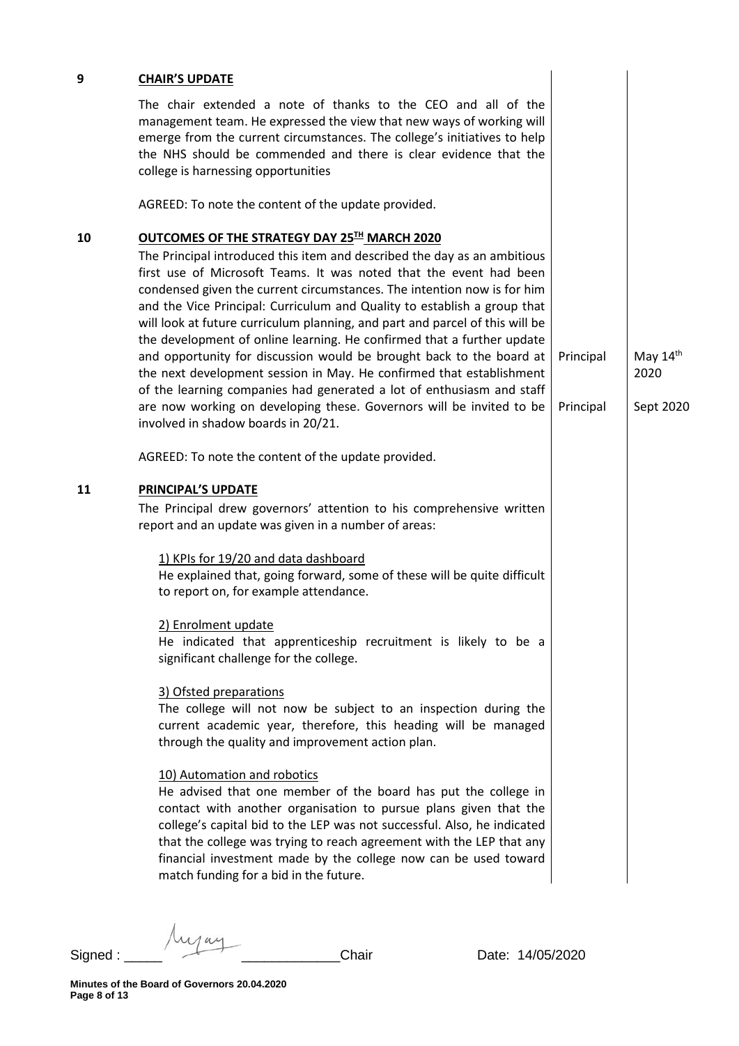**9 CHAIR'S UPDATE**

The chair extended a note of thanks to the CEO and all of the management team. He expressed the view that new ways of working will emerge from the current circumstances. The college's initiatives to help the NHS should be commended and there is clear evidence that the college is harnessing opportunities

AGREED: To note the content of the update provided.

**10 OUTCOMES OF THE STRATEGY DAY 25TH MARCH 2020**

The Principal introduced this item and described the day as an ambitious first use of Microsoft Teams. It was noted that the event had been condensed given the current circumstances. The intention now is for him and the Vice Principal: Curriculum and Quality to establish a group that will look at future curriculum planning, and part and parcel of this will be the development of online learning. He confirmed that a further update and opportunity for discussion would be brought back to the board at the next development session in May. He confirmed that establishment of the learning companies had generated a lot of enthusiasm and staff are now working on developing these. Governors will be invited to be involved in shadow boards in 20/21.

| Action | Owner | Date |
|---|---|---|
| Further update and opportunity for discussion at next development session | Principal | May 14th 2020 |
| Governors invited to be involved in shadow boards | Principal | Sept 2020 |

AGREED: To note the content of the update provided.

**11 PRINCIPAL'S UPDATE**

The Principal drew governors' attention to his comprehensive written report and an update was given in a number of areas:

1) KPIs for 19/20 and data dashboard
He explained that, going forward, some of these will be quite difficult to report on, for example attendance.

2) Enrolment update
He indicated that apprenticeship recruitment is likely to be a significant challenge for the college.

3) Ofsted preparations
The college will not now be subject to an inspection during the current academic year, therefore, this heading will be managed through the quality and improvement action plan.

10) Automation and robotics
He advised that one member of the board has put the college in contact with another organisation to pursue plans given that the college's capital bid to the LEP was not successful. Also, he indicated that the college was trying to reach agreement with the LEP that any financial investment made by the college now can be used toward match funding for a bid in the future.

Signed : ____________________ Chair Date: 14/05/2020

**Minutes of the Board of Governors 20.04.2020**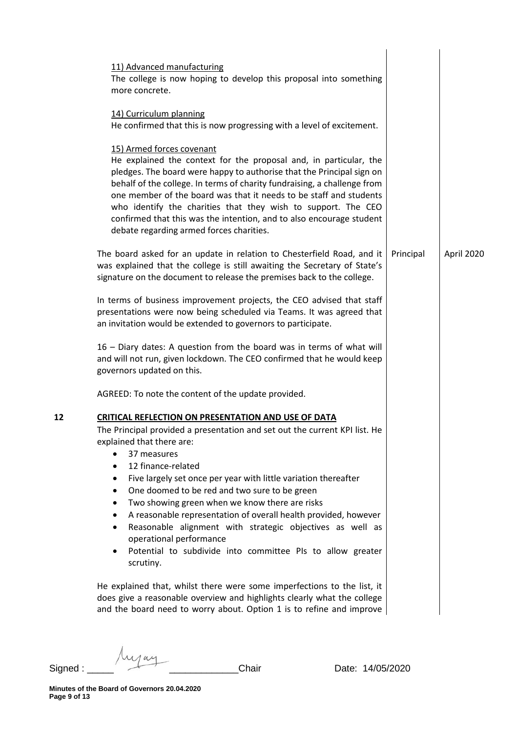11) Advanced manufacturing
The college is now hoping to develop this proposal into something more concrete.

14) Curriculum planning
He confirmed that this is now progressing with a level of excitement.

15) Armed forces covenant
He explained the context for the proposal and, in particular, the pledges. The board were happy to authorise that the Principal sign on behalf of the college. In terms of charity fundraising, a challenge from one member of the board was that it needs to be staff and students who identify the charities that they wish to support. The CEO confirmed that this was the intention, and to also encourage student debate regarding armed forces charities.

The board asked for an update in relation to Chesterfield Road, and it was explained that the college is still awaiting the Secretary of State's signature on the document to release the premises back to the college. | Principal | April 2020

In terms of business improvement projects, the CEO advised that staff presentations were now being scheduled via Teams. It was agreed that an invitation would be extended to governors to participate.

16 – Diary dates: A question from the board was in terms of what will and will not run, given lockdown. The CEO confirmed that he would keep governors updated on this.

AGREED: To note the content of the update provided.

**12 CRITICAL REFLECTION ON PRESENTATION AND USE OF DATA**

The Principal provided a presentation and set out the current KPI list. He explained that there are:

- 37 measures
- 12 finance-related
- Five largely set once per year with little variation thereafter
- One doomed to be red and two sure to be green
- Two showing green when we know there are risks
- A reasonable representation of overall health provided, however
- Reasonable alignment with strategic objectives as well as operational performance
- Potential to subdivide into committee PIs to allow greater scrutiny.

He explained that, whilst there were some imperfections to the list, it does give a reasonable overview and highlights clearly what the college and the board need to worry about. Option 1 is to refine and improve

Signed : _____ Chair Date: 14/05/2020

**Minutes of the Board of Governors 20.04.2020**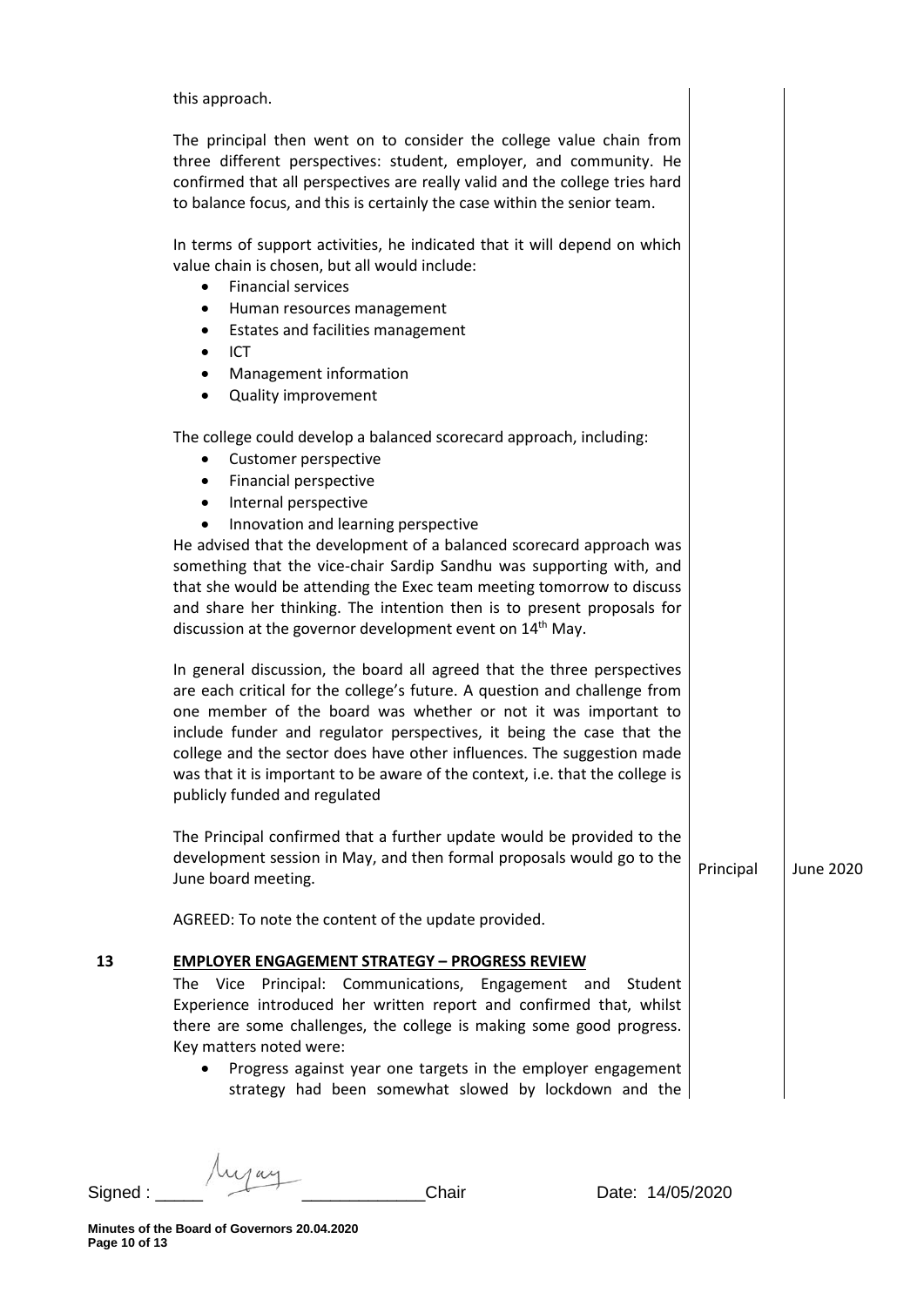this approach.

The principal then went on to consider the college value chain from three different perspectives: student, employer, and community. He confirmed that all perspectives are really valid and the college tries hard to balance focus, and this is certainly the case within the senior team.

In terms of support activities, he indicated that it will depend on which value chain is chosen, but all would include:

- Financial services
- Human resources management
- Estates and facilities management
- ICT
- Management information
- Quality improvement

The college could develop a balanced scorecard approach, including:

- Customer perspective
- Financial perspective
- Internal perspective
- Innovation and learning perspective

He advised that the development of a balanced scorecard approach was something that the vice-chair Sardip Sandhu was supporting with, and that she would be attending the Exec team meeting tomorrow to discuss and share her thinking. The intention then is to present proposals for discussion at the governor development event on 14th May.

In general discussion, the board all agreed that the three perspectives are each critical for the college's future. A question and challenge from one member of the board was whether or not it was important to include funder and regulator perspectives, it being the case that the college and the sector does have other influences. The suggestion made was that it is important to be aware of the context, i.e. that the college is publicly funded and regulated

The Principal confirmed that a further update would be provided to the development session in May, and then formal proposals would go to the June board meeting. — **Principal** — **June 2020**

AGREED: To note the content of the update provided.

## 13 EMPLOYER ENGAGEMENT STRATEGY – PROGRESS REVIEW

The Vice Principal: Communications, Engagement and Student Experience introduced her written report and confirmed that, whilst there are some challenges, the college is making some good progress. Key matters noted were:

- Progress against year one targets in the employer engagement strategy had been somewhat slowed by lockdown and the

Signed : \_\_\_\_\_ [signature] \_\_\_\_\_\_\_\_\_\_\_\_Chair Date: 14/05/2020

**Minutes of the Board of Governors 20.04.2020**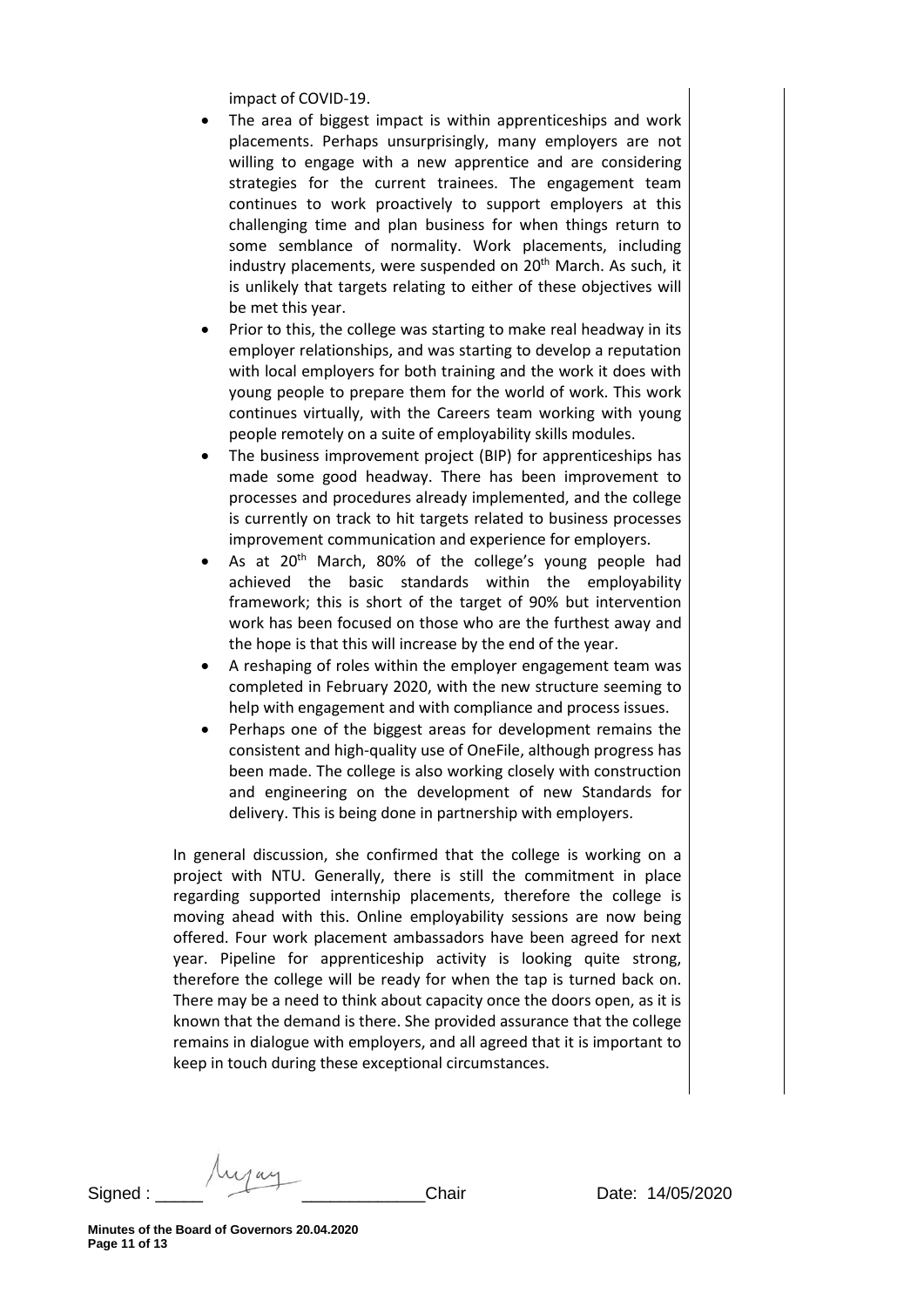impact of COVID-19.

- The area of biggest impact is within apprenticeships and work placements. Perhaps unsurprisingly, many employers are not willing to engage with a new apprentice and are considering strategies for the current trainees. The engagement team continues to work proactively to support employers at this challenging time and plan business for when things return to some semblance of normality. Work placements, including industry placements, were suspended on 20th March. As such, it is unlikely that targets relating to either of these objectives will be met this year.
- Prior to this, the college was starting to make real headway in its employer relationships, and was starting to develop a reputation with local employers for both training and the work it does with young people to prepare them for the world of work. This work continues virtually, with the Careers team working with young people remotely on a suite of employability skills modules.
- The business improvement project (BIP) for apprenticeships has made some good headway. There has been improvement to processes and procedures already implemented, and the college is currently on track to hit targets related to business processes improvement communication and experience for employers.
- As at 20th March, 80% of the college's young people had achieved the basic standards within the employability framework; this is short of the target of 90% but intervention work has been focused on those who are the furthest away and the hope is that this will increase by the end of the year.
- A reshaping of roles within the employer engagement team was completed in February 2020, with the new structure seeming to help with engagement and with compliance and process issues.
- Perhaps one of the biggest areas for development remains the consistent and high-quality use of OneFile, although progress has been made. The college is also working closely with construction and engineering on the development of new Standards for delivery. This is being done in partnership with employers.

In general discussion, she confirmed that the college is working on a project with NTU. Generally, there is still the commitment in place regarding supported internship placements, therefore the college is moving ahead with this. Online employability sessions are now being offered. Four work placement ambassadors have been agreed for next year. Pipeline for apprenticeship activity is looking quite strong, therefore the college will be ready for when the tap is turned back on. There may be a need to think about capacity once the doors open, as it is known that the demand is there. She provided assurance that the college remains in dialogue with employers, and all agreed that it is important to keep in touch during these exceptional circumstances.

Signed : ____________________ Chair Date: 14/05/2020

**Minutes of the Board of Governors 20.04.2020**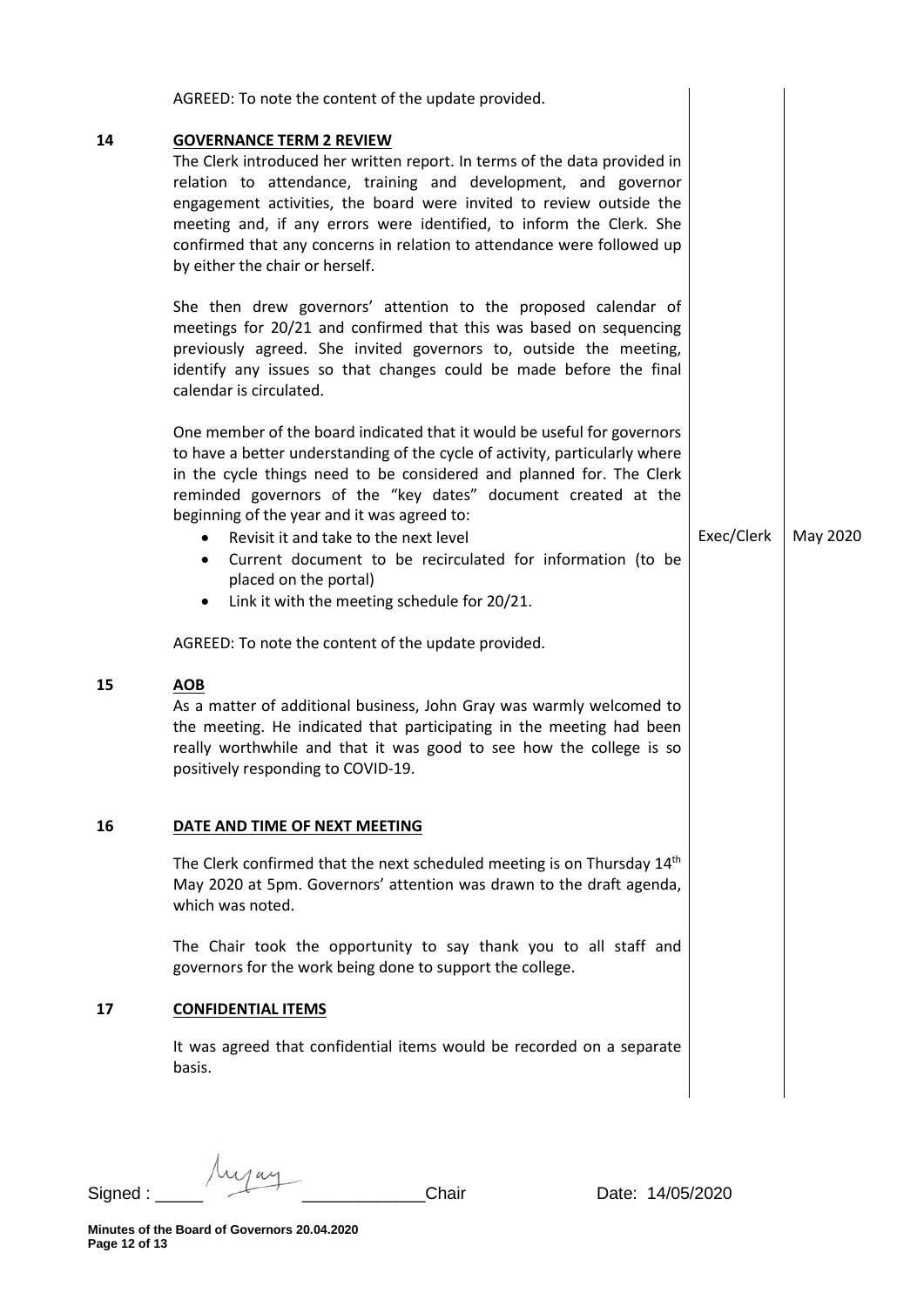AGREED: To note the content of the update provided.

| | | | |
|---|---|---|---|
| **14** | **GOVERNANCE TERM 2 REVIEW** | | |
| | The Clerk introduced her written report. In terms of the data provided in relation to attendance, training and development, and governor engagement activities, the board were invited to review outside the meeting and, if any errors were identified, to inform the Clerk. She confirmed that any concerns in relation to attendance were followed up by either the chair or herself. | | |
| | She then drew governors' attention to the proposed calendar of meetings for 20/21 and confirmed that this was based on sequencing previously agreed. She invited governors to, outside the meeting, identify any issues so that changes could be made before the final calendar is circulated. | | |
| | One member of the board indicated that it would be useful for governors to have a better understanding of the cycle of activity, particularly where in the cycle things need to be considered and planned for. The Clerk reminded governors of the "key dates" document created at the beginning of the year and it was agreed to: | | |
| | • Revisit it and take to the next level<br>• Current document to be recirculated for information (to be placed on the portal)<br>• Link it with the meeting schedule for 20/21. | Exec/Clerk | May 2020 |
| | AGREED: To note the content of the update provided. | | |
| **15** | **AOB** | | |
| | As a matter of additional business, John Gray was warmly welcomed to the meeting. He indicated that participating in the meeting had been really worthwhile and that it was good to see how the college is so positively responding to COVID-19. | | |
| **16** | **DATE AND TIME OF NEXT MEETING** | | |
| | The Clerk confirmed that the next scheduled meeting is on Thursday 14th May 2020 at 5pm. Governors' attention was drawn to the draft agenda, which was noted. | | |
| | The Chair took the opportunity to say thank you to all staff and governors for the work being done to support the college. | | |
| **17** | **CONFIDENTIAL ITEMS** | | |
| | It was agreed that confidential items would be recorded on a separate basis. | | |

Signed : _____ [signature] _____________Chair Date: 14/05/2020

**Minutes of the Board of Governors 20.04.2020**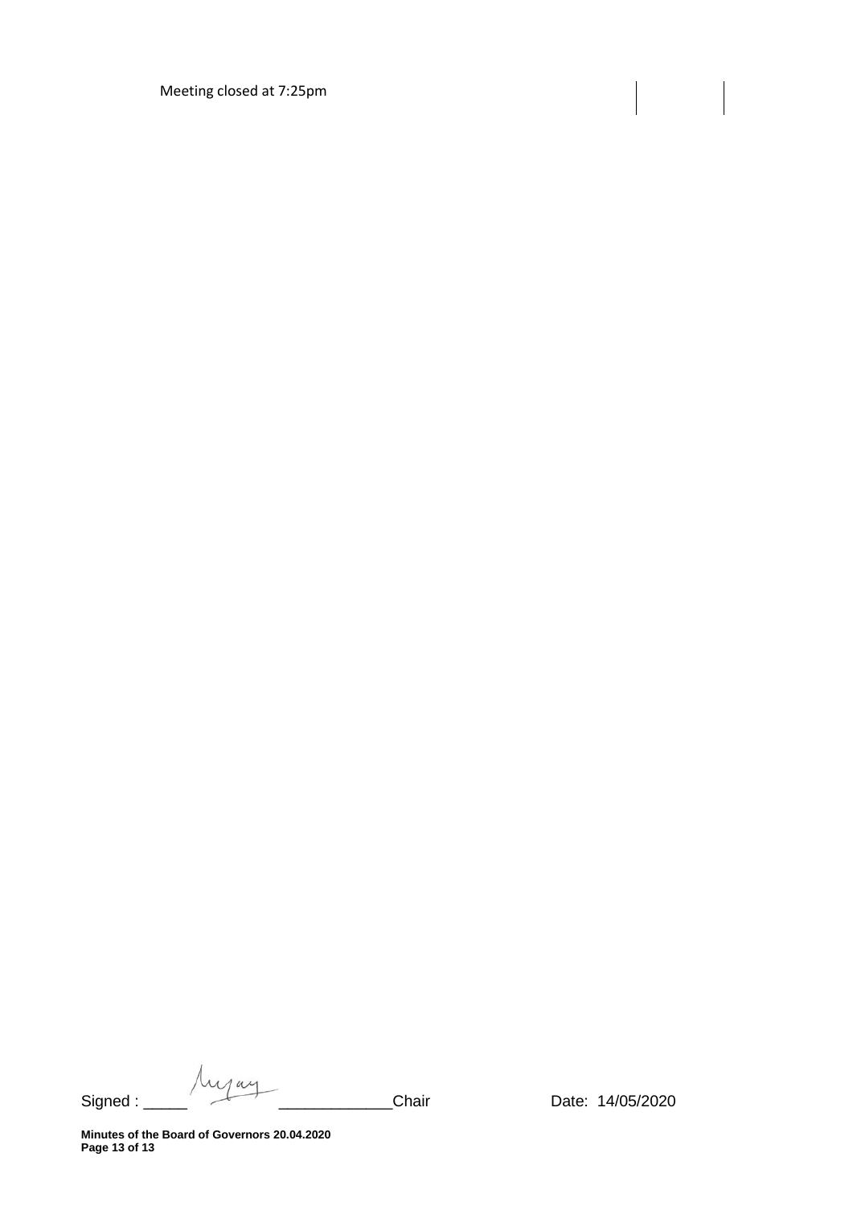Meeting closed at 7:25pm

Signed : ______________________Chair Date: 14/05/2020